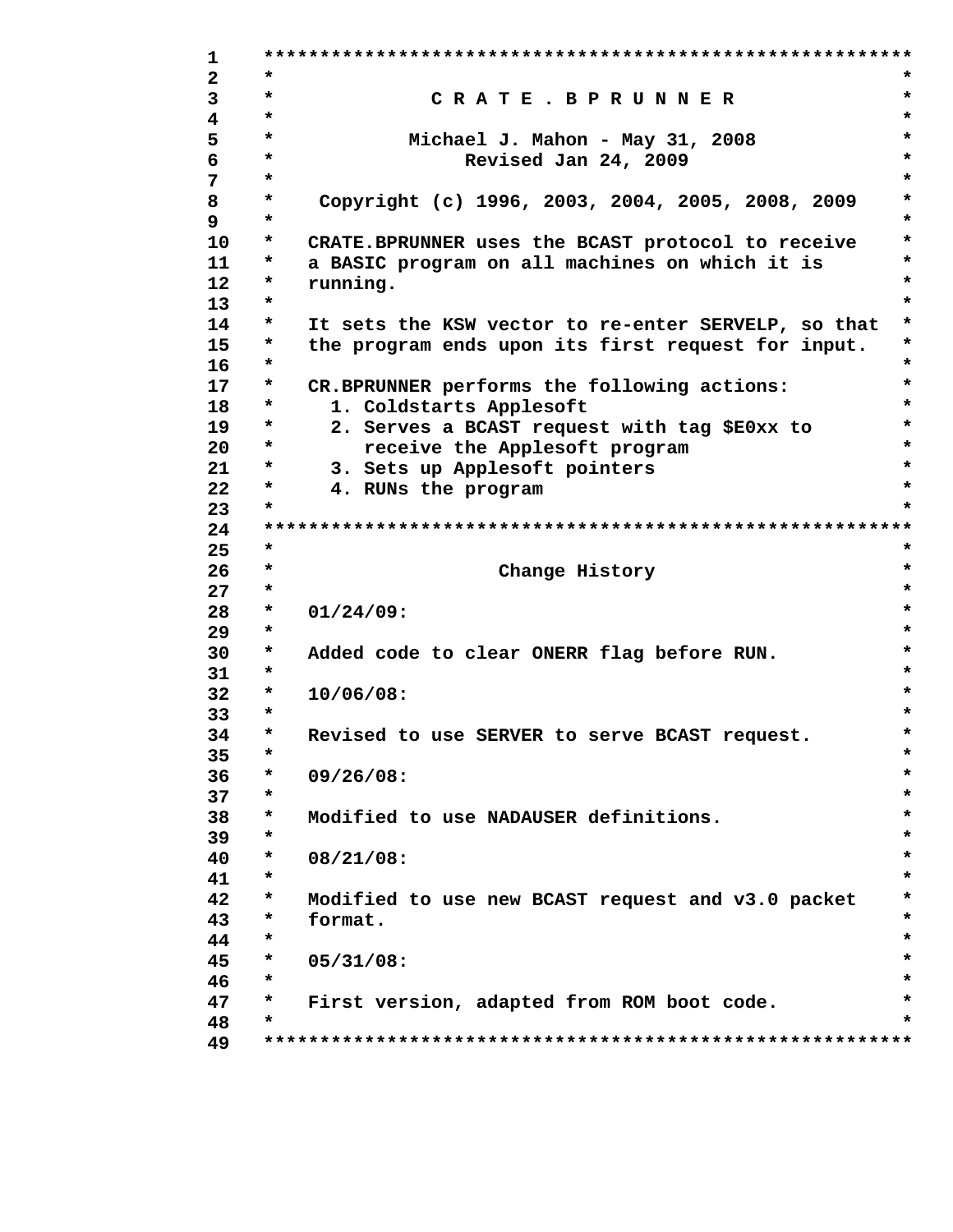```
1    **********************************************************
2    *                                                        *
3    *              C R A T E . B P R U N N E R               *
4    *                                                        *
5    *            Michael J. Mahon - May 31, 2008             *
6    *                   Revised Jan 24, 2009                 *
7    *                                                        *
8    *    Copyright (c) 1996, 2003, 2004, 2005, 2008, 2009    *
9    *                                                        *
10   *   CRATE.BPRUNNER uses the BCAST protocol to receive    *
11   *   a BASIC program on all machines on which it is       *
12   *   running.                                             *
13   *                                                        *
14   *   It sets the KSW vector to re-enter SERVELP, so that  *
15   *   the program ends upon its first request for input.   *
16   *                                                        *
17   *   CR.BPRUNNER performs the following actions:          *
18   *     1. Coldstarts Applesoft                            *
19   *     2. Serves a BCAST request with tag $E0xx to        *
20   *        receive the Applesoft program                   *
21   *     3. Sets up Applesoft pointers                      *
22   *     4. RUNs the program                                *
23   *                                                        *
24   **********************************************************
25   *                                                        *
26   *                    Change History                      *
27   *                                                        *
28   *   01/24/09:                                            *
29   *                                                        *
30   *   Added code to clear ONERR flag before RUN.           *
31   *                                                        *
32   *   10/06/08:                                            *
33   *                                                        *
34   *   Revised to use SERVER to serve BCAST request.        *
35   *                                                        *
36   *   09/26/08:                                            *
37   *                                                        *
38   *   Modified to use NADAUSER definitions.                *
39   *                                                        *
40   *   08/21/08:                                            *
41   *                                                        *
42   *   Modified to use new BCAST request and v3.0 packet    *
43   *   format.                                              *
44   *                                                        *
45   *   05/31/08:                                            *
46   *                                                        *
47   *   First version, adapted from ROM boot code.           *
48   *                                                        *
49   **********************************************************
```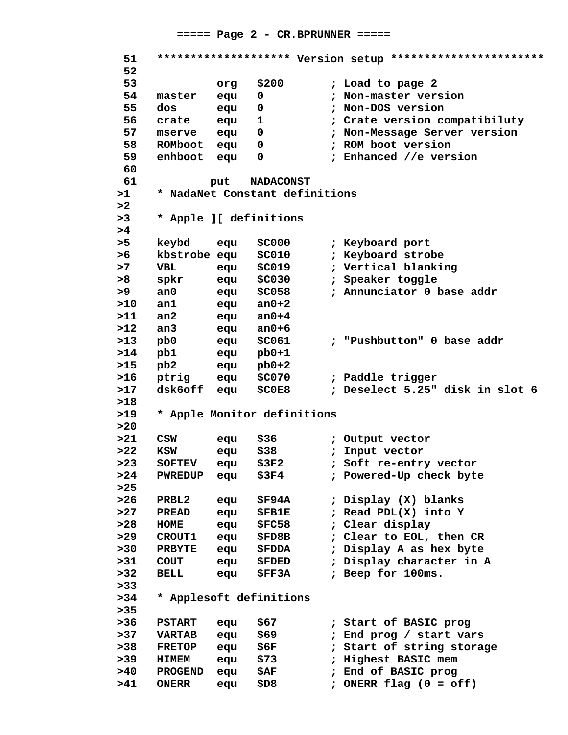===== Page 2 - CR.BPRUNNER =====

```
 51   ******************** Version setup ***********************
 52
 53            org   $200       ; Load to page 2
 54   master   equ   0          ; Non-master version
 55   dos      equ   0          ; Non-DOS version
 56   crate    equ   1          ; Crate version compatibiluty
 57   mserve   equ   0          ; Non-Message Server version
 58   ROMboot  equ   0          ; ROM boot version
 59   enhboot  equ   0          ; Enhanced //e version
 60
 61           put   NADACONST
>1    * NadaNet Constant definitions
>2
>3    * Apple ][ definitions
>4
>5    keybd    equ   $C000      ; Keyboard port
>6    kbstrobe equ   $C010      ; Keyboard strobe
>7    VBL      equ   $C019      ; Vertical blanking
>8    spkr     equ   $C030      ; Speaker toggle
>9    an0      equ   $C058      ; Annunciator 0 base addr
>10   an1      equ   an0+2
>11   an2      equ   an0+4
>12   an3      equ   an0+6
>13   pb0      equ   $C061      ; "Pushbutton" 0 base addr
>14   pb1      equ   pb0+1
>15   pb2      equ   pb0+2
>16   ptrig    equ   $C070      ; Paddle trigger
>17   dsk6off  equ   $C0E8      ; Deselect 5.25" disk in slot 6
>18
>19   * Apple Monitor definitions
>20
>21   CSW      equ   $36        ; Output vector
>22   KSW      equ   $38        ; Input vector
>23   SOFTEV   equ   $3F2       ; Soft re-entry vector
>24   PWREDUP  equ   $3F4       ; Powered-Up check byte
>25
>26   PRBL2    equ   $F94A      ; Display (X) blanks
>27   PREAD    equ   $FB1E      ; Read PDL(X) into Y
>28   HOME     equ   $FC58      ; Clear display
>29   CROUT1   equ   $FD8B      ; Clear to EOL, then CR
>30   PRBYTE   equ   $FDDA      ; Display A as hex byte
>31   COUT     equ   $FDED      ; Display character in A
>32   BELL     equ   $FF3A      ; Beep for 100ms.
>33
>34   * Applesoft definitions
>35
>36   PSTART   equ   $67        ; Start of BASIC prog
>37   VARTAB   equ   $69        ; End prog / start vars
>38   FRETOP   equ   $6F        ; Start of string storage
>39   HIMEM    equ   $73        ; Highest BASIC mem
>40   PROGEND  equ   $AF        ; End of BASIC prog
>41   ONERR    equ   $D8        ; ONERR flag (0 = off)
```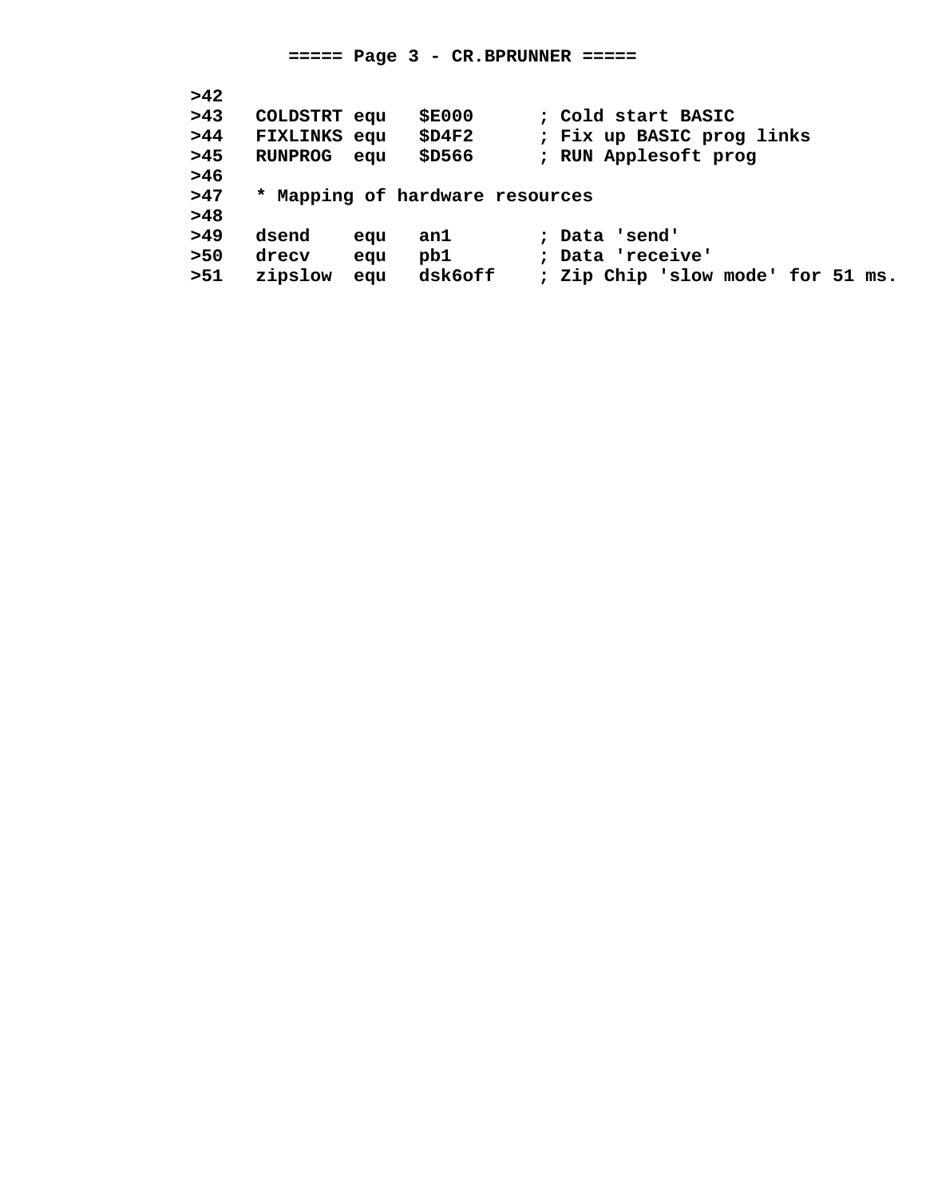===== Page 3 - CR.BPRUNNER =====

```
>42
>43   COLDSTRT equ   $E000      ; Cold start BASIC
>44   FIXLINKS equ   $D4F2      ; Fix up BASIC prog links
>45   RUNPROG  equ   $D566      ; RUN Applesoft prog
>46
>47   * Mapping of hardware resources
>48
>49   dsend    equ   an1        ; Data 'send'
>50   drecv    equ   pb1        ; Data 'receive'
>51   zipslow  equ   dsk6off    ; Zip Chip 'slow mode' for 51 ms.
```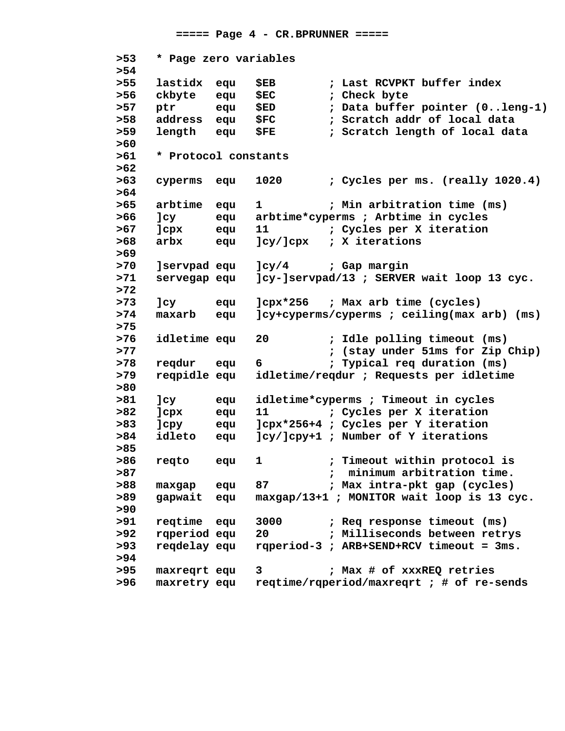===== Page 4 - CR.BPRUNNER =====

```
>53   * Page zero variables
>54
>55   lastidx  equ   $EB        ; Last RCVPKT buffer index
>56   ckbyte   equ   $EC        ; Check byte
>57   ptr      equ   $ED        ; Data buffer pointer (0..leng-1)
>58   address  equ   $FC        ; Scratch addr of local data
>59   length   equ   $FE        ; Scratch length of local data
>60
>61   * Protocol constants
>62
>63   cyperms  equ   1020       ; Cycles per ms. (really 1020.4)
>64
>65   arbtime  equ   1          ; Min arbitration time (ms)
>66   ]cy      equ   arbtime*cyperms ; Arbtime in cycles
>67   ]cpx     equ   11         ; Cycles per X iteration
>68   arbx     equ   ]cy/]cpx   ; X iterations
>69
>70   ]servpad equ   ]cy/4      ; Gap margin
>71   servegap equ   ]cy-]servpad/13 ; SERVER wait loop 13 cyc.
>72
>73   ]cy      equ   ]cpx*256   ; Max arb time (cycles)
>74   maxarb   equ   ]cy+cyperms/cyperms ; ceiling(max arb) (ms)
>75
>76   idletime equ   20         ; Idle polling timeout (ms)
>77                             ; (stay under 51ms for Zip Chip)
>78   reqdur   equ   6          ; Typical req duration (ms)
>79   reqpidle equ   idletime/reqdur ; Requests per idletime
>80
>81   ]cy      equ   idletime*cyperms ; Timeout in cycles
>82   ]cpx     equ   11         ; Cycles per X iteration
>83   ]cpy     equ   ]cpx*256+4 ; Cycles per Y iteration
>84   idleto   equ   ]cy/]cpy+1 ; Number of Y iterations
>85
>86   reqto    equ   1          ; Timeout within protocol is
>87                             ;  minimum arbitration time.
>88   maxgap   equ   87         ; Max intra-pkt gap (cycles)
>89   gapwait  equ   maxgap/13+1 ; MONITOR wait loop is 13 cyc.
>90
>91   reqtime  equ   3000       ; Req response timeout (ms)
>92   rqperiod equ   20         ; Milliseconds between retrys
>93   reqdelay equ   rqperiod-3 ; ARB+SEND+RCV timeout = 3ms.
>94
>95   maxreqrt equ   3          ; Max # of xxxREQ retries
>96   maxretry equ   reqtime/rqperiod/maxreqrt ; # of re-sends
```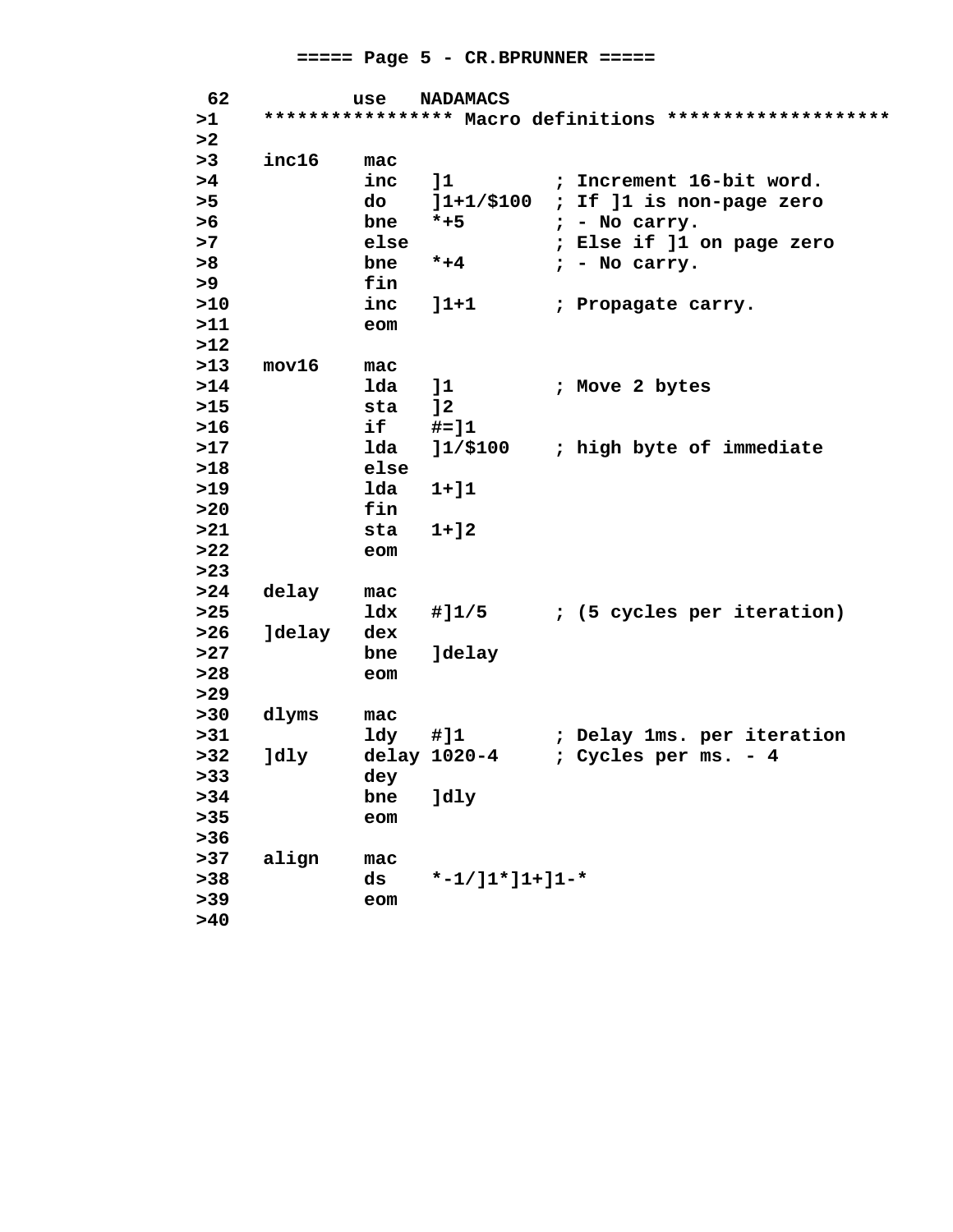===== Page 5 - CR.BPRUNNER =====

```
 62           use   NADAMACS
>1    ***************** Macro definitions ********************
>2
>3    inc16    mac
>4             inc   ]1          ; Increment 16-bit word.
>5             do    ]1+1/$100   ; If ]1 is non-page zero
>6             bne   *+5         ; - No carry.
>7             else              ; Else if ]1 on page zero
>8             bne   *+4         ; - No carry.
>9             fin
>10            inc   ]1+1        ; Propagate carry.
>11            eom
>12
>13   mov16    mac
>14            lda   ]1          ; Move 2 bytes
>15            sta   ]2
>16            if    #=]1
>17            lda   ]1/$100     ; high byte of immediate
>18            else
>19            lda   1+]1
>20            fin
>21            sta   1+]2
>22            eom
>23
>24   delay    mac
>25            ldx   #]1/5       ; (5 cycles per iteration)
>26   ]delay   dex
>27            bne   ]delay
>28            eom
>29
>30   dlyms    mac
>31            ldy   #]1         ; Delay 1ms. per iteration
>32   ]dly     delay 1020-4      ; Cycles per ms. - 4
>33            dey
>34            bne   ]dly
>35            eom
>36
>37   align    mac
>38            ds    *-1/]1*]1+]1-*
>39            eom
>40
```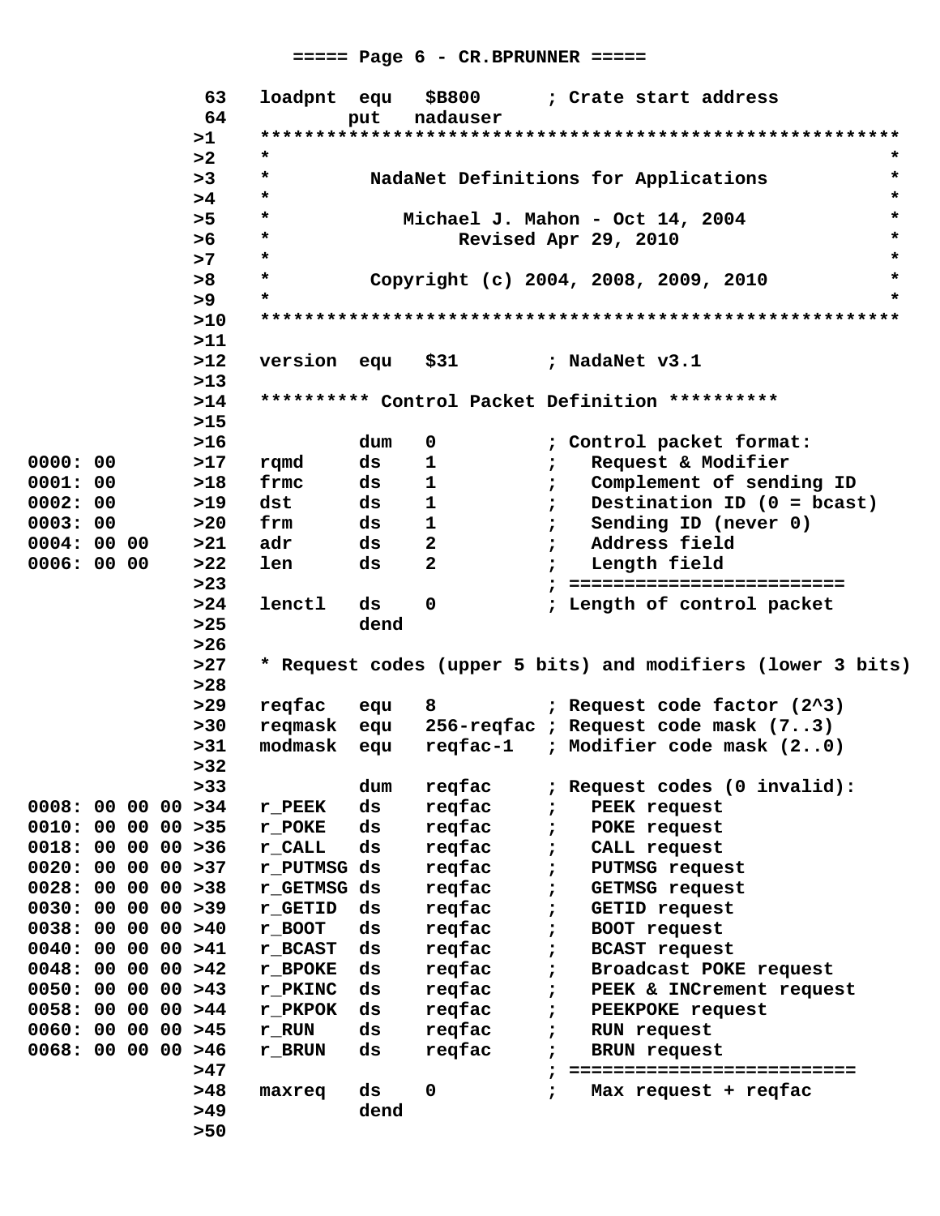===== Page 6 - CR.BPRUNNER =====

```
                 63   loadpnt  equ   $B800      ; Crate start address
                 64           put   nadauser
                >1    ********************************************************
                >2    *                                                      *
                >3    *         NadaNet Definitions for Applications         *
                >4    *                                                      *
                >5    *            Michael J. Mahon - Oct 14, 2004           *
                >6    *                 Revised Apr 29, 2010                 *
                >7    *                                                      *
                >8    *         Copyright (c) 2004, 2008, 2009, 2010         *
                >9    *                                                      *
                >10   ********************************************************
                >11
                >12   version  equ   $31        ; NadaNet v3.1
                >13
                >14   ********** Control Packet Definition **********
                >15
                >16            dum   0          ; Control packet format:
0000: 00        >17   rqmd     ds    1          ;   Request & Modifier
0001: 00        >18   frmc     ds    1          ;   Complement of sending ID
0002: 00        >19   dst      ds    1          ;   Destination ID (0 = bcast)
0003: 00        >20   frm      ds    1          ;   Sending ID (never 0)
0004: 00 00     >21   adr      ds    2          ;   Address field
0006: 00 00     >22   len      ds    2          ;   Length field
                >23                             ; ========================
                >24   lenctl   ds    0          ; Length of control packet
                >25            dend
                >26
                >27   * Request codes (upper 5 bits) and modifiers (lower 3 bits)
                >28
                >29   reqfac   equ   8          ; Request code factor (2^3)
                >30   reqmask  equ   256-reqfac ; Request code mask (7..3)
                >31   modmask  equ   reqfac-1   ; Modifier code mask (2..0)
                >32
                >33            dum   reqfac     ; Request codes (0 invalid):
0008: 00 00 00 >34   r_PEEK   ds    reqfac     ;   PEEK request
0010: 00 00 00 >35   r_POKE   ds    reqfac     ;   POKE request
0018: 00 00 00 >36   r_CALL   ds    reqfac     ;   CALL request
0020: 00 00 00 >37   r_PUTMSG ds    reqfac     ;   PUTMSG request
0028: 00 00 00 >38   r_GETMSG ds    reqfac     ;   GETMSG request
0030: 00 00 00 >39   r_GETID  ds    reqfac     ;   GETID request
0038: 00 00 00 >40   r_BOOT   ds    reqfac     ;   BOOT request
0040: 00 00 00 >41   r_BCAST  ds    reqfac     ;   BCAST request
0048: 00 00 00 >42   r_BPOKE  ds    reqfac     ;   Broadcast POKE request
0050: 00 00 00 >43   r_PKINC  ds    reqfac     ;   PEEK & INCrement request
0058: 00 00 00 >44   r_PKPOK  ds    reqfac     ;   PEEKPOKE request
0060: 00 00 00 >45   r_RUN    ds    reqfac     ;   RUN request
0068: 00 00 00 >46   r_BRUN   ds    reqfac     ;   BRUN request
                >47                             ; =========================
                >48   maxreq   ds    0          ;   Max request + reqfac
                >49            dend
                >50
```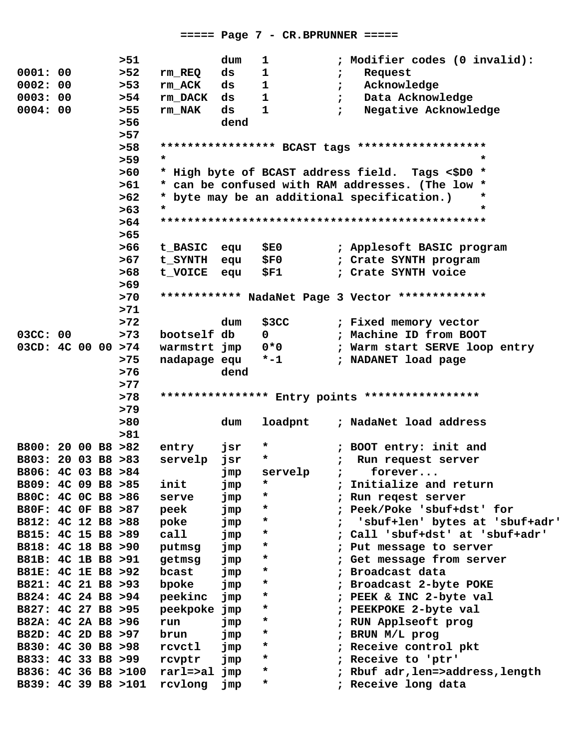===== Page 7 - CR.BPRUNNER =====

```
                >51             dum   1           ; Modifier codes (0 invalid):
0001: 00        >52   rm_REQ    ds    1           ;   Request
0002: 00        >53   rm_ACK    ds    1           ;   Acknowledge
0003: 00        >54   rm_DACK   ds    1           ;   Data Acknowledge
0004: 00        >55   rm_NAK    ds    1           ;   Negative Acknowledge
                >56             dend
                >57
                >58   ***************** BCAST tags *******************
                >59   *                                              *
                >60   * High byte of BCAST address field.  Tags <$D0 *
                >61   * can be confused with RAM addresses. (The low *
                >62   * byte may be an additional specification.)    *
                >63   *                                              *
                >64   ************************************************
                >65
                >66   t_BASIC   equ   $E0         ; Applesoft BASIC program
                >67   t_SYNTH   equ   $F0         ; Crate SYNTH program
                >68   t_VOICE   equ   $F1         ; Crate SYNTH voice
                >69
                >70   ************ NadaNet Page 3 Vector *************
                >71
                >72             dum   $3CC        ; Fixed memory vector
03CC: 00        >73   bootself db    0           ; Machine ID from BOOT
03CD: 4C 00 00  >74   warmstrt jmp   0*0         ; Warm start SERVE loop entry
                >75   nadapage equ   *-1         ; NADANET load page
                >76             dend
                >77
                >78   **************** Entry points *****************
                >79
                >80             dum   loadpnt     ; NadaNet load address
                >81
B800: 20 00 B8  >82   entry     jsr   *           ; BOOT entry: init and
B803: 20 03 B8  >83   servelp   jsr   *           ;  Run request server
B806: 4C 03 B8  >84             jmp   servelp     ;    forever...
B809: 4C 09 B8  >85   init      jmp   *           ; Initialize and return
B80C: 4C 0C B8  >86   serve     jmp   *           ; Run reqest server
B80F: 4C 0F B8  >87   peek      jmp   *           ; Peek/Poke 'sbuf+dst' for
B812: 4C 12 B8  >88   poke      jmp   *           ;  'sbuf+len' bytes at 'sbuf+adr'
B815: 4C 15 B8  >89   call      jmp   *           ; Call 'sbuf+dst' at 'sbuf+adr'
B818: 4C 18 B8  >90   putmsg    jmp   *           ; Put message to server
B81B: 4C 1B B8  >91   getmsg    jmp   *           ; Get message from server
B81E: 4C 1E B8  >92   bcast     jmp   *           ; Broadcast data
B821: 4C 21 B8  >93   bpoke     jmp   *           ; Broadcast 2-byte POKE
B824: 4C 24 B8  >94   peekinc   jmp   *           ; PEEK & INC 2-byte val
B827: 4C 27 B8  >95   peekpoke  jmp   *           ; PEEKPOKE 2-byte val
B82A: 4C 2A B8  >96   run       jmp   *           ; RUN Applseoft prog
B82D: 4C 2D B8  >97   brun      jmp   *           ; BRUN M/L prog
B830: 4C 30 B8  >98   rcvctl    jmp   *           ; Receive control pkt
B833: 4C 33 B8  >99   rcvptr    jmp   *           ; Receive to 'ptr'
B836: 4C 36 B8  >100  rarl=>al  jmp   *           ; Rbuf adr,len=>address,length
B839: 4C 39 B8  >101  rcvlong   jmp   *           ; Receive long data
```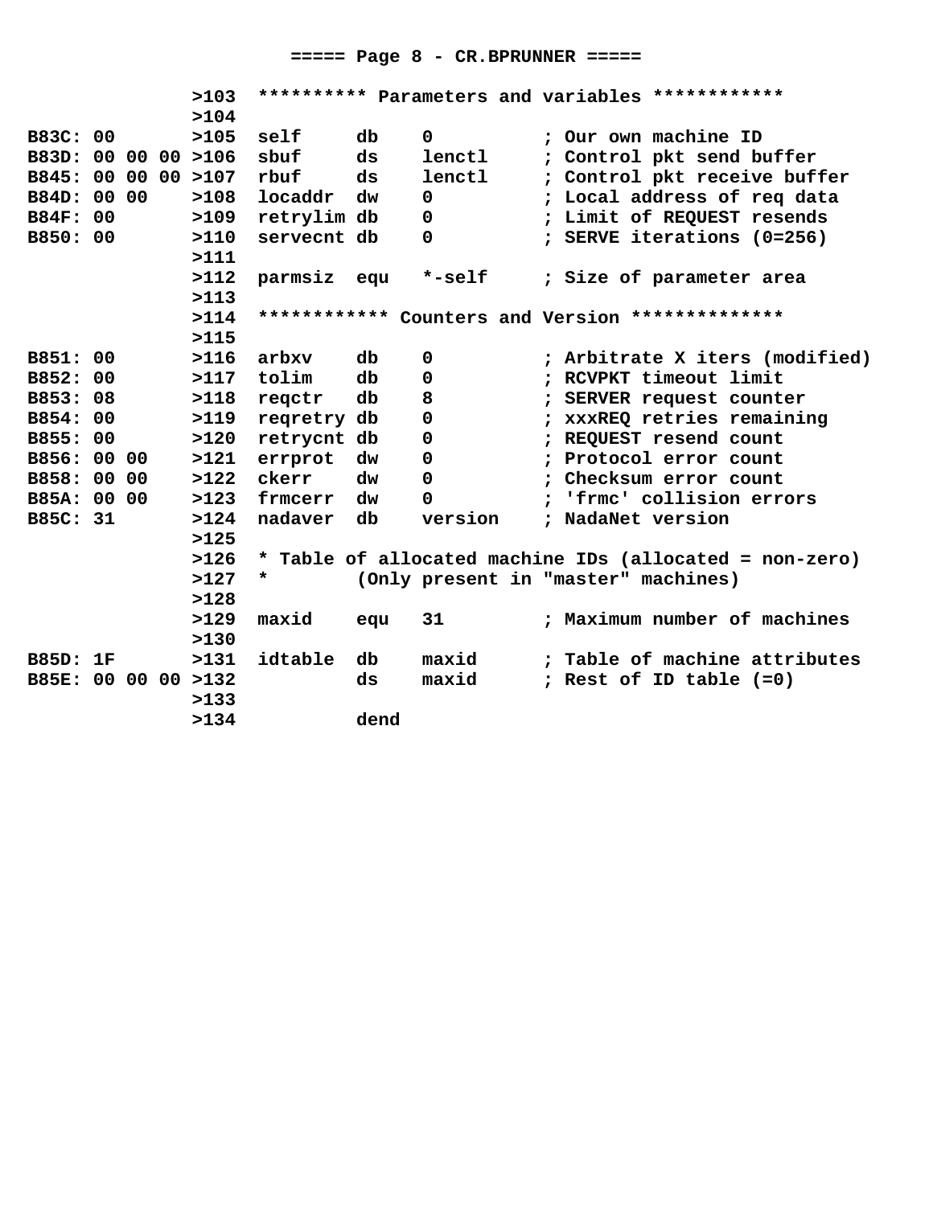===== Page 8 - CR.BPRUNNER =====

```
                >103  ********** Parameters and variables ************
                >104
B83C: 00        >105  self     db    0          ; Our own machine ID
B83D: 00 00 00  >106  sbuf     ds    lenctl     ; Control pkt send buffer
B845: 00 00 00  >107  rbuf     ds    lenctl     ; Control pkt receive buffer
B84D: 00 00     >108  locaddr  dw    0          ; Local address of req data
B84F: 00        >109  retrylim db    0          ; Limit of REQUEST resends
B850: 00        >110  servecnt db    0          ; SERVE iterations (0=256)
                >111
                >112  parmsiz  equ   *-self     ; Size of parameter area
                >113
                >114  ************ Counters and Version **************
                >115
B851: 00        >116  arbxv    db    0          ; Arbitrate X iters (modified)
B852: 00        >117  tolim    db    0          ; RCVPKT timeout limit
B853: 08        >118  reqctr   db    8          ; SERVER request counter
B854: 00        >119  reqretry db    0          ; xxxREQ retries remaining
B855: 00        >120  retrycnt db    0          ; REQUEST resend count
B856: 00 00     >121  errprot  dw    0          ; Protocol error count
B858: 00 00     >122  ckerr    dw    0          ; Checksum error count
B85A: 00 00     >123  frmcerr  dw    0          ; 'frmc' collision errors
B85C: 31        >124  nadaver  db    version    ; NadaNet version
                >125
                >126  * Table of allocated machine IDs (allocated = non-zero)
                >127  *        (Only present in "master" machines)
                >128
                >129  maxid    equ   31         ; Maximum number of machines
                >130
B85D: 1F        >131  idtable  db    maxid      ; Table of machine attributes
B85E: 00 00 00  >132           ds    maxid      ; Rest of ID table (=0)
                >133
                >134           dend
```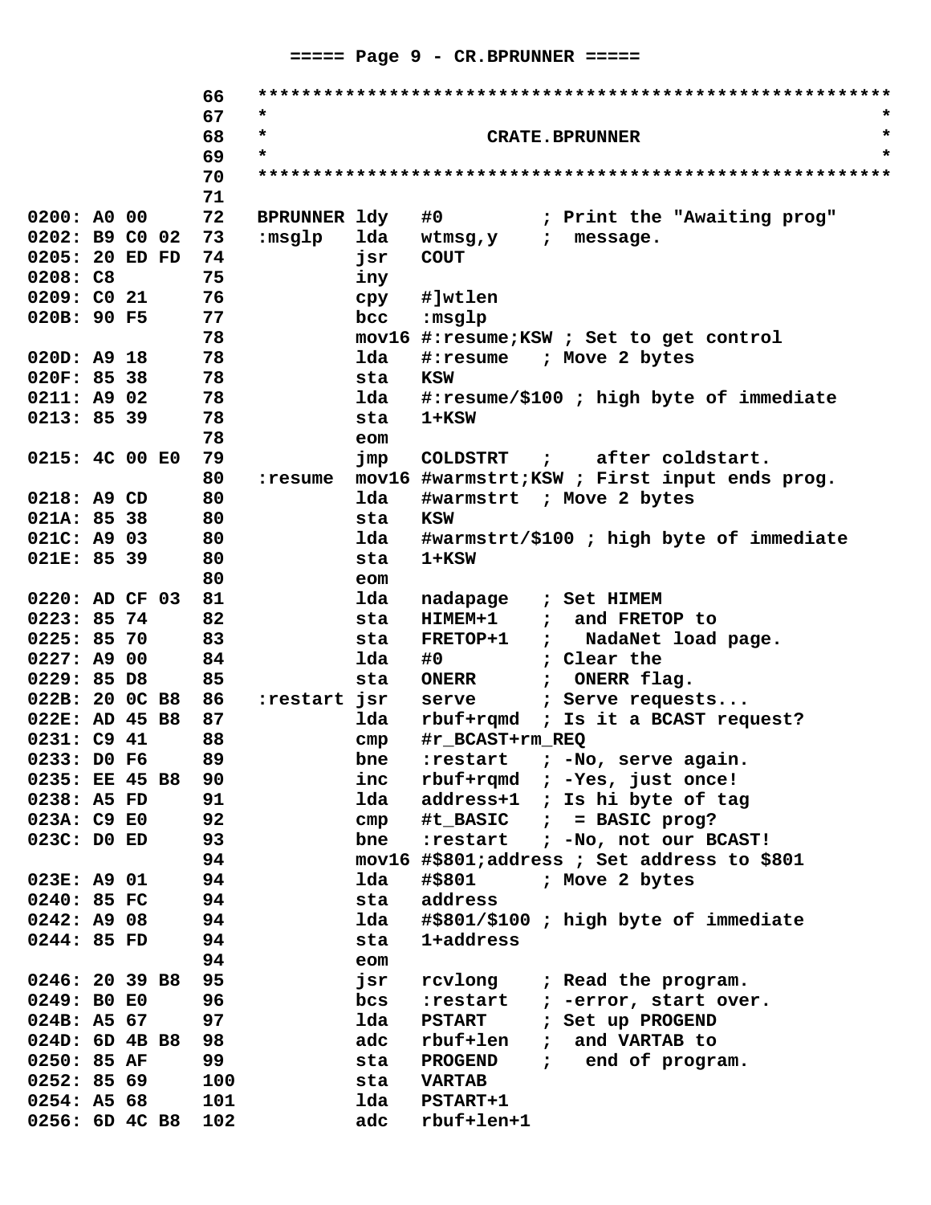===== Page 9 - CR.BPRUNNER =====

```
                66   *********************************************************
                67   *                                                       *
                68   *                     CRATE.BPRUNNER                    *
                69   *                                                       *
                70   *********************************************************
                71
0200: A0 00     72   BPRUNNER ldy   #0          ; Print the "Awaiting prog"
0202: B9 C0 02  73   :msglp   lda   wtmsg,y     ;  message.
0205: 20 ED FD  74            jsr   COUT
0208: C8        75            iny
0209: C0 21     76            cpy   #]wtlen
020B: 90 F5     77            bcc   :msglp
                78            mov16 #:resume;KSW ; Set to get control
020D: A9 18     78            lda   #:resume   ; Move 2 bytes
020F: 85 38     78            sta   KSW
0211: A9 02     78            lda   #:resume/$100 ; high byte of immediate
0213: 85 39     78            sta   1+KSW
                78            eom
0215: 4C 00 E0  79            jmp   COLDSTRT   ;    after coldstart.
                80   :resume  mov16 #warmstrt;KSW ; First input ends prog.
0218: A9 CD     80            lda   #warmstrt  ; Move 2 bytes
021A: 85 38     80            sta   KSW
021C: A9 03     80            lda   #warmstrt/$100 ; high byte of immediate
021E: 85 39     80            sta   1+KSW
                80            eom
0220: AD CF 03  81            lda   nadapage   ; Set HIMEM
0223: 85 74     82            sta   HIMEM+1    ;  and FRETOP to
0225: 85 70     83            sta   FRETOP+1   ;   NadaNet load page.
0227: A9 00     84            lda   #0         ; Clear the
0229: 85 D8     85            sta   ONERR      ;  ONERR flag.
022B: 20 0C B8  86   :restart jsr   serve      ; Serve requests...
022E: AD 45 B8  87            lda   rbuf+rqmd  ; Is it a BCAST request?
0231: C9 41     88            cmp   #r_BCAST+rm_REQ
0233: D0 F6     89            bne   :restart   ; -No, serve again.
0235: EE 45 B8  90            inc   rbuf+rqmd  ; -Yes, just once!
0238: A5 FD     91            lda   address+1  ; Is hi byte of tag
023A: C9 E0     92            cmp   #t_BASIC   ;  = BASIC prog?
023C: D0 ED     93            bne   :restart   ; -No, not our BCAST!
                94            mov16 #$801;address ; Set address to $801
023E: A9 01     94            lda   #$801      ; Move 2 bytes
0240: 85 FC     94            sta   address
0242: A9 08     94            lda   #$801/$100 ; high byte of immediate
0244: 85 FD     94            sta   1+address
                94            eom
0246: 20 39 B8  95            jsr   rcvlong    ; Read the program.
0249: B0 E0     96            bcs   :restart   ; -error, start over.
024B: A5 67     97            lda   PSTART     ; Set up PROGEND
024D: 6D 4B B8  98            adc   rbuf+len   ;  and VARTAB to
0250: 85 AF     99            sta   PROGEND    ;   end of program.
0252: 85 69     100           sta   VARTAB
0254: A5 68     101           lda   PSTART+1
0256: 6D 4C B8  102           adc   rbuf+len+1
```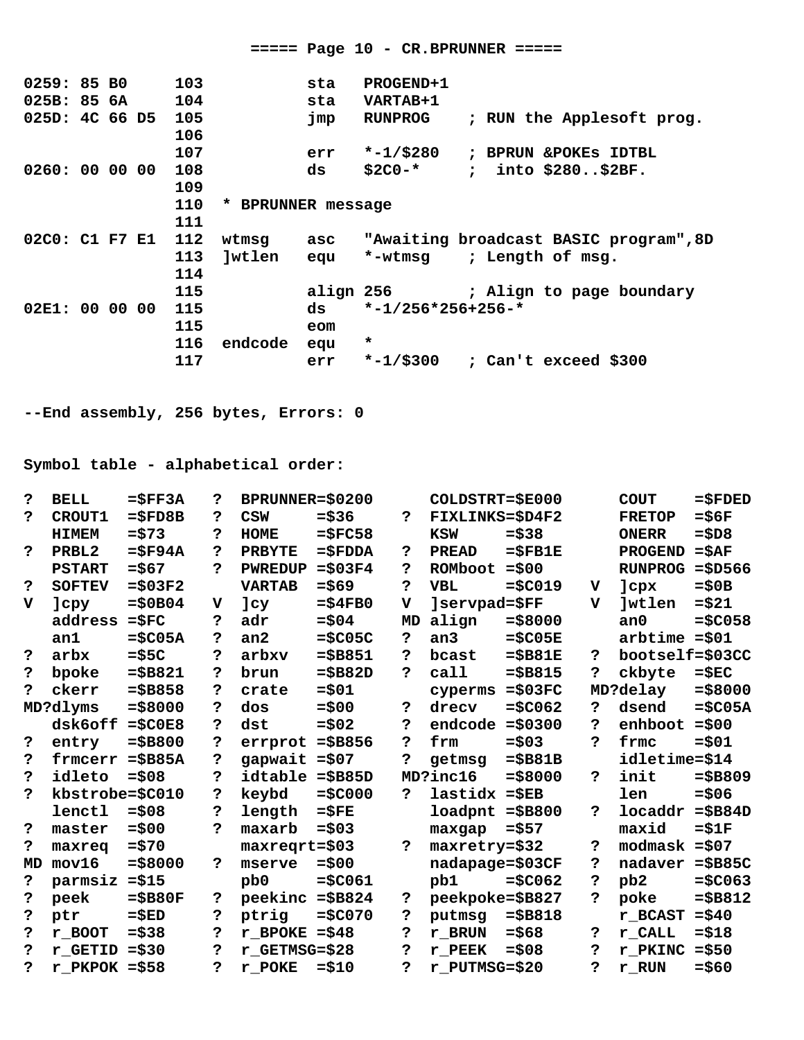===== Page 10 - CR.BPRUNNER =====

```
0259: 85 B0      103          sta   PROGEND+1
025B: 85 6A      104          sta   VARTAB+1
025D: 4C 66 D5   105          jmp   RUNPROG    ; RUN the Applesoft prog.
                 106
                 107          err   *-1/$280   ; BPRUN &POKEs IDTBL
0260: 00 00 00   108          ds    $2C0-*     ;  into $280..$2BF.
                 109
                 110 * BPRUNNER message
                 111
02C0: C1 F7 E1   112 wtmsg    asc   "Awaiting broadcast BASIC program",8D
                 113 ]wtlen   equ   *-wtmsg    ; Length of msg.
                 114
                 115          align 256        ; Align to page boundary
02E1: 00 00 00   115          ds    *-1/256*256+256-*
                 115          eom
                 116 endcode  equ   *
                 117          err   *-1/$300   ; Can't exceed $300


--End assembly, 256 bytes, Errors: 0


Symbol table - alphabetical order:

?  BELL    =$FF3A   ?  BPRUNNER=$0200      COLDSTRT=$E000      COUT    =$FDED
?  CROUT1  =$FD8B   ?  CSW     =$36     ?  FIXLINKS=$D4F2      FRETOP  =$6F
   HIMEM   =$73     ?  HOME    =$FC58      KSW     =$38        ONERR   =$D8
?  PRBL2   =$F94A   ?  PRBYTE  =$FDDA   ?  PREAD   =$FB1E      PROGEND =$AF
   PSTART  =$67     ?  PWREDUP =$03F4   ?  ROMboot =$00        RUNPROG =$D566
?  SOFTEV  =$03F2      VARTAB  =$69     ?  VBL     =$C019   V  ]cpx    =$0B
V  ]cpy    =$0B04   V  ]cy     =$4FB0   V  ]servpad=$FF     V  ]wtlen  =$21
   address =$FC     ?  adr     =$04     MD align   =$8000      an0     =$C058
   an1     =$C05A   ?  an2     =$C05C   ?  an3     =$C05E      arbtime =$01
?  arbx    =$5C     ?  arbxv   =$B851   ?  bcast   =$B81E   ?  bootself=$03CC
?  bpoke   =$B821   ?  brun    =$B82D   ?  call    =$B815   ?  ckbyte  =$EC
?  ckerr   =$B858   ?  crate   =$01        cyperms =$03FC   MD?delay   =$8000
MD?dlyms   =$8000   ?  dos     =$00     ?  drecv   =$C062   ?  dsend   =$C05A
   dsk6off =$C0E8   ?  dst     =$02     ?  endcode =$0300   ?  enhboot =$00
?  entry   =$B800   ?  errprot =$B856   ?  frm     =$03     ?  frmc    =$01
?  frmcerr =$B85A   ?  gapwait =$07     ?  getmsg  =$B81B      idletime=$14
?  idleto  =$08     ?  idtable =$B85D   MD?inc16   =$8000   ?  init    =$B809
?  kbstrobe=$C010   ?  keybd   =$C000   ?  lastidx =$EB        len     =$06
   lenctl  =$08     ?  length  =$FE        loadpnt =$B800   ?  locaddr =$B84D
?  master  =$00     ?  maxarb  =$03        maxgap  =$57        maxid   =$1F
?  maxreq  =$70        maxreqrt=$03     ?  maxretry=$32     ?  modmask =$07
MD mov16   =$8000   ?  mserve  =$00        nadapage=$03CF   ?  nadaver =$B85C
?  parmsiz =$15        pb0     =$C061      pb1     =$C062   ?  pb2     =$C063
?  peek    =$B80F   ?  peekinc =$B824   ?  peekpoke=$B827   ?  poke    =$B812
?  ptr     =$ED     ?  ptrig   =$C070   ?  putmsg  =$B818      r_BCAST =$40
?  r_BOOT  =$38     ?  r_BPOKE =$48     ?  r_BRUN  =$68     ?  r_CALL  =$18
?  r_GETID =$30     ?  r_GETMSG=$28     ?  r_PEEK  =$08     ?  r_PKINC =$50
?  r_PKPOK =$58     ?  r_POKE  =$10     ?  r_PUTMSG=$20     ?  r_RUN   =$60
```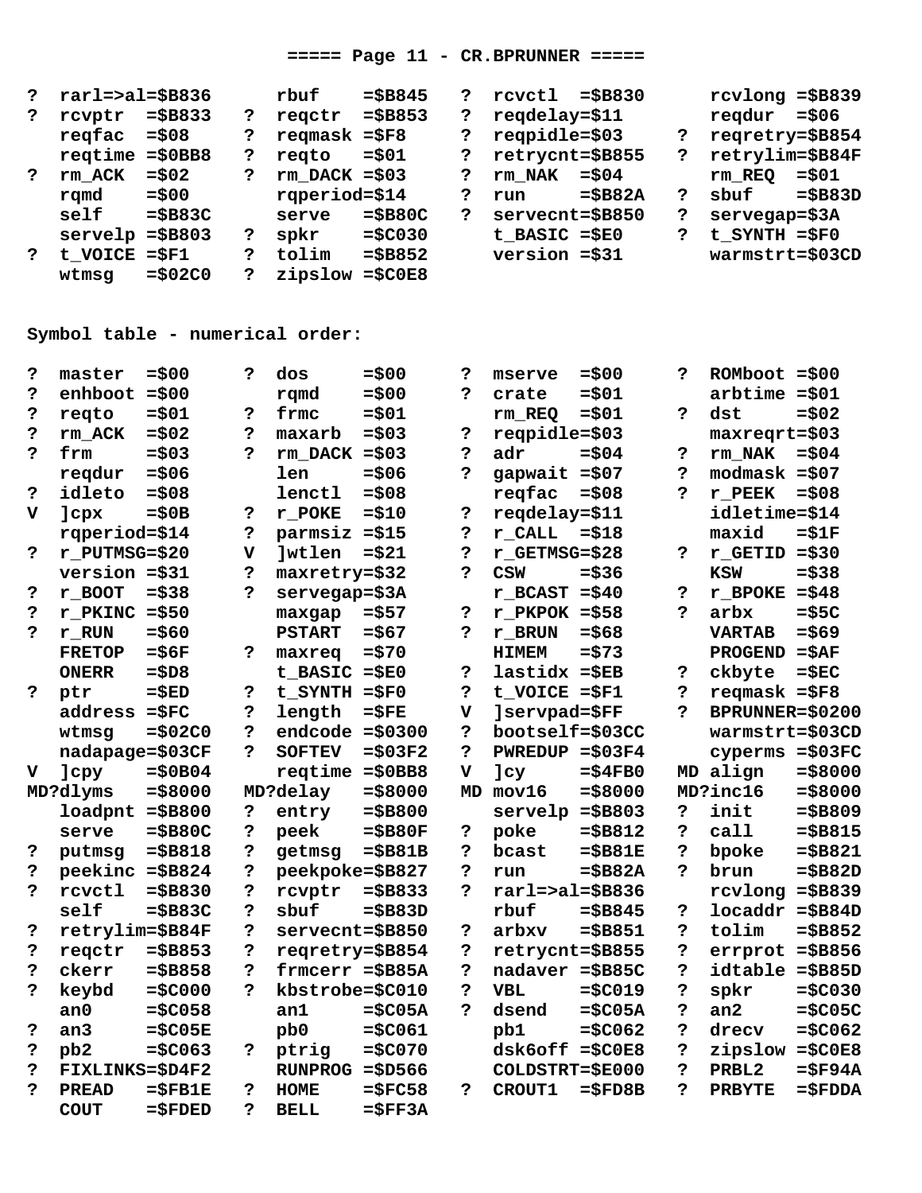===== Page 11 - CR.BPRUNNER =====

```
?  rarl=>al=$B836      rbuf    =$B845   ?  rcvctl  =$B830      rcvlong =$B839
?  rcvptr  =$B833   ?  reqctr  =$B853   ?  reqdelay=$11        reqdur  =$06
   reqfac  =$08     ?  reqmask =$F8     ?  reqpidle=$03     ?  reqretry=$B854
   reqtime =$0BB8   ?  reqto   =$01     ?  retrycnt=$B855   ?  retrylim=$B84F
?  rm_ACK  =$02     ?  rm_DACK =$03     ?  rm_NAK  =$04        rm_REQ  =$01
   rqmd    =$00        rqperiod=$14     ?  run     =$B82A   ?  sbuf    =$B83D
   self    =$B83C      serve   =$B80C   ?  servecnt=$B850   ?  servegap=$3A
   servelp =$B803   ?  spkr    =$C030      t_BASIC =$E0     ?  t_SYNTH =$F0
?  t_VOICE =$F1     ?  tolim   =$B852      version =$31        warmstrt=$03CD
   wtmsg   =$02C0   ?  zipslow =$C0E8
```

Symbol table - numerical order:

```
?  master  =$00     ?  dos     =$00     ?  mserve  =$00     ?  ROMboot =$00
?  enhboot =$00        rqmd    =$00     ?  crate   =$01        arbtime =$01
?  reqto   =$01     ?  frmc    =$01        rm_REQ  =$01     ?  dst     =$02
?  rm_ACK  =$02     ?  maxarb  =$03     ?  reqpidle=$03        maxreqrt=$03
?  frm     =$03     ?  rm_DACK =$03     ?  adr     =$04     ?  rm_NAK  =$04
   reqdur  =$06        len     =$06     ?  gapwait =$07     ?  modmask =$07
?  idleto  =$08        lenctl  =$08        reqfac  =$08     ?  r_PEEK  =$08
V  ]cpx    =$0B     ?  r_POKE  =$10     ?  reqdelay=$11        idletime=$14
   rqperiod=$14     ?  parmsiz =$15     ?  r_CALL  =$18        maxid   =$1F
?  r_PUTMSG=$20     V  ]wtlen  =$21     ?  r_GETMSG=$28     ?  r_GETID =$30
   version =$31     ?  maxretry=$32     ?  CSW     =$36        KSW     =$38
?  r_BOOT  =$38     ?  servegap=$3A        r_BCAST =$40     ?  r_BPOKE =$48
?  r_PKINC =$50        maxgap  =$57     ?  r_PKPOK =$58     ?  arbx    =$5C
?  r_RUN   =$60        PSTART  =$67     ?  r_BRUN  =$68        VARTAB  =$69
   FRETOP  =$6F     ?  maxreq  =$70        HIMEM   =$73        PROGEND =$AF
   ONERR   =$D8        t_BASIC =$E0     ?  lastidx =$EB     ?  ckbyte  =$EC
?  ptr     =$ED     ?  t_SYNTH =$F0     ?  t_VOICE =$F1     ?  reqmask =$F8
   address =$FC     ?  length  =$FE     V  ]servpad=$FF     ?  BPRUNNER=$0200
   wtmsg   =$02C0   ?  endcode =$0300   ?  bootself=$03CC      warmstrt=$03CD
   nadapage=$03CF   ?  SOFTEV  =$03F2   ?  PWREDUP =$03F4      cyperms =$03FC
V  ]cpy    =$0B04      reqtime =$0BB8   V  ]cy     =$4FB0   MD align   =$8000
MD?dlyms   =$8000   MD?delay   =$8000   MD mov16   =$8000   MD?inc16   =$8000
   loadpnt =$B800   ?  entry   =$B800      servelp =$B803   ?  init    =$B809
   serve   =$B80C   ?  peek    =$B80F   ?  poke    =$B812   ?  call    =$B815
?  putmsg  =$B818   ?  getmsg  =$B81B   ?  bcast   =$B81E   ?  bpoke   =$B821
?  peekinc =$B824   ?  peekpoke=$B827   ?  run     =$B82A   ?  brun    =$B82D
?  rcvctl  =$B830   ?  rcvptr  =$B833   ?  rarl=>al=$B836      rcvlong =$B839
   self    =$B83C   ?  sbuf    =$B83D      rbuf    =$B845   ?  locaddr =$B84D
?  retrylim=$B84F   ?  servecnt=$B850   ?  arbxv   =$B851   ?  tolim   =$B852
?  reqctr  =$B853   ?  reqretry=$B854   ?  retrycnt=$B855   ?  errprot =$B856
?  ckerr   =$B858   ?  frmcerr =$B85A   ?  nadaver =$B85C   ?  idtable =$B85D
?  keybd   =$C000   ?  kbstrobe=$C010   ?  VBL     =$C019   ?  spkr    =$C030
   an0     =$C058      an1     =$C05A   ?  dsend   =$C05A   ?  an2     =$C05C
?  an3     =$C05E      pb0     =$C061      pb1     =$C062   ?  drecv   =$C062
?  pb2     =$C063   ?  ptrig   =$C070      dsk6off =$C0E8   ?  zipslow =$C0E8
?  FIXLINKS=$D4F2      RUNPROG =$D566      COLDSTRT=$E000   ?  PRBL2   =$F94A
?  PREAD   =$FB1E   ?  HOME    =$FC58   ?  CROUT1  =$FD8B   ?  PRBYTE  =$FDDA
   COUT    =$FDED   ?  BELL    =$FF3A
```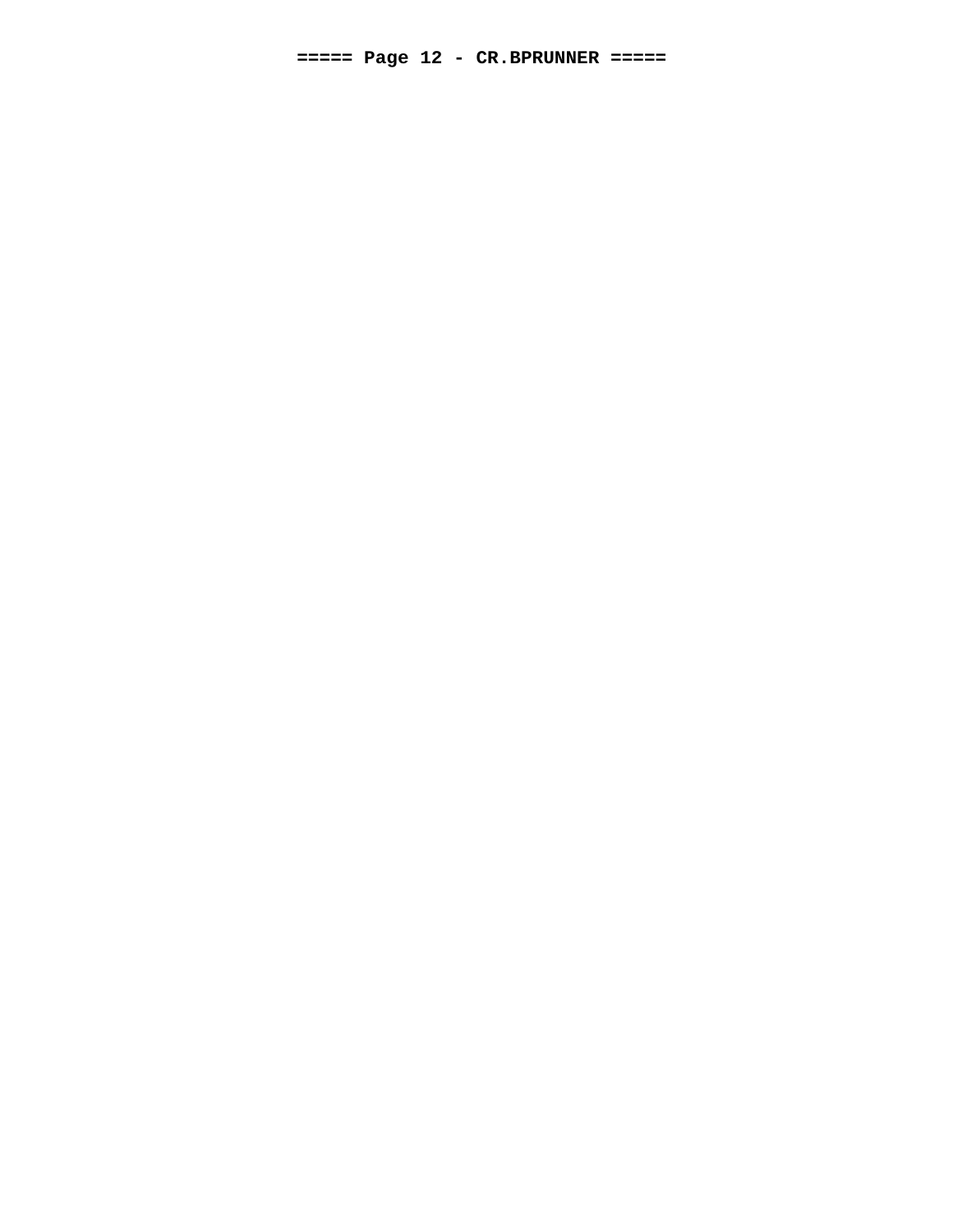===== Page 12 - CR.BPRUNNER =====